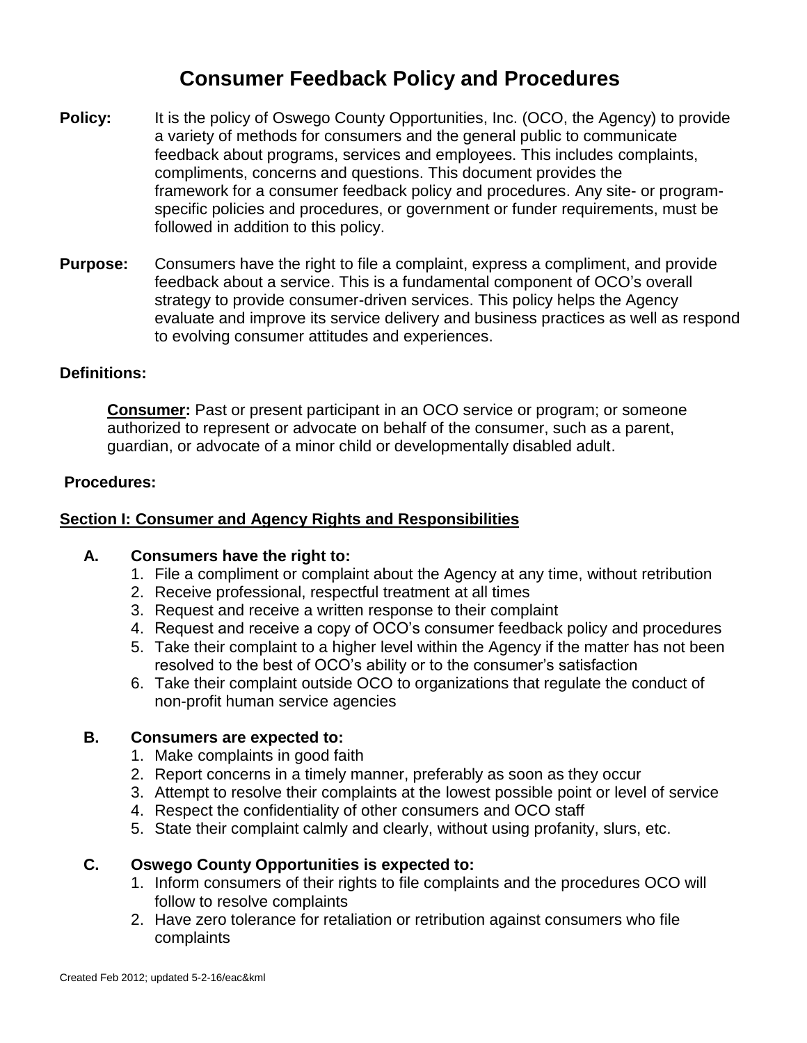# Consumer Feedback Policy and Procedures

**Policy:** It is the policy of Oswego County Opportunities, Inc. (OCO, the Agency) to provide a variety of methods for consumers and the general public to communicate feedback about programs, services and employees. This includes complaints, compliments, concerns and questions. This document provides the framework for a consumer feedback policy and procedures. Any site- or program-specific policies and procedures, or government or funder requirements, must be followed in addition to this policy.

**Purpose:** Consumers have the right to file a complaint, express a compliment, and provide feedback about a service. This is a fundamental component of OCO's overall strategy to provide consumer-driven services. This policy helps the Agency evaluate and improve its service delivery and business practices as well as respond to evolving consumer attitudes and experiences.

**Definitions:**

**Consumer:** Past or present participant in an OCO service or program; or someone authorized to represent or advocate on behalf of the consumer, such as a parent, guardian, or advocate of a minor child or developmentally disabled adult.

**Procedures:**

## Section I: Consumer and Agency Rights and Responsibilities

**A. Consumers have the right to:**

1. File a compliment or complaint about the Agency at any time, without retribution
2. Receive professional, respectful treatment at all times
3. Request and receive a written response to their complaint
4. Request and receive a copy of OCO's consumer feedback policy and procedures
5. Take their complaint to a higher level within the Agency if the matter has not been resolved to the best of OCO's ability or to the consumer's satisfaction
6. Take their complaint outside OCO to organizations that regulate the conduct of non-profit human service agencies

**B. Consumers are expected to:**

1. Make complaints in good faith
2. Report concerns in a timely manner, preferably as soon as they occur
3. Attempt to resolve their complaints at the lowest possible point or level of service
4. Respect the confidentiality of other consumers and OCO staff
5. State their complaint calmly and clearly, without using profanity, slurs, etc.

**C. Oswego County Opportunities is expected to:**

1. Inform consumers of their rights to file complaints and the procedures OCO will follow to resolve complaints
2. Have zero tolerance for retaliation or retribution against consumers who file complaints

Created Feb 2012; updated 5-2-16/eac&kml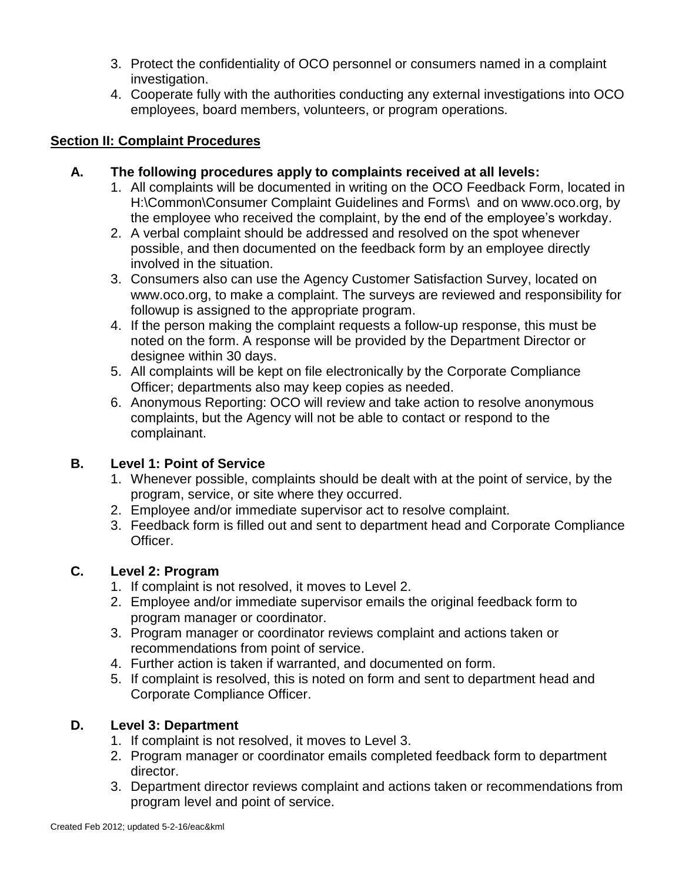3. Protect the confidentiality of OCO personnel or consumers named in a complaint investigation.
4. Cooperate fully with the authorities conducting any external investigations into OCO employees, board members, volunteers, or program operations.

## Section II: Complaint Procedures

### A. The following procedures apply to complaints received at all levels:

1. All complaints will be documented in writing on the OCO Feedback Form, located in H:\Common\Consumer Complaint Guidelines and Forms\ and on www.oco.org, by the employee who received the complaint, by the end of the employee's workday.
2. A verbal complaint should be addressed and resolved on the spot whenever possible, and then documented on the feedback form by an employee directly involved in the situation.
3. Consumers also can use the Agency Customer Satisfaction Survey, located on www.oco.org, to make a complaint. The surveys are reviewed and responsibility for followup is assigned to the appropriate program.
4. If the person making the complaint requests a follow-up response, this must be noted on the form. A response will be provided by the Department Director or designee within 30 days.
5. All complaints will be kept on file electronically by the Corporate Compliance Officer; departments also may keep copies as needed.
6. Anonymous Reporting: OCO will review and take action to resolve anonymous complaints, but the Agency will not be able to contact or respond to the complainant.

### B. Level 1: Point of Service

1. Whenever possible, complaints should be dealt with at the point of service, by the program, service, or site where they occurred.
2. Employee and/or immediate supervisor act to resolve complaint.
3. Feedback form is filled out and sent to department head and Corporate Compliance Officer.

### C. Level 2: Program

1. If complaint is not resolved, it moves to Level 2.
2. Employee and/or immediate supervisor emails the original feedback form to program manager or coordinator.
3. Program manager or coordinator reviews complaint and actions taken or recommendations from point of service.
4. Further action is taken if warranted, and documented on form.
5. If complaint is resolved, this is noted on form and sent to department head and Corporate Compliance Officer.

### D. Level 3: Department

1. If complaint is not resolved, it moves to Level 3.
2. Program manager or coordinator emails completed feedback form to department director.
3. Department director reviews complaint and actions taken or recommendations from program level and point of service.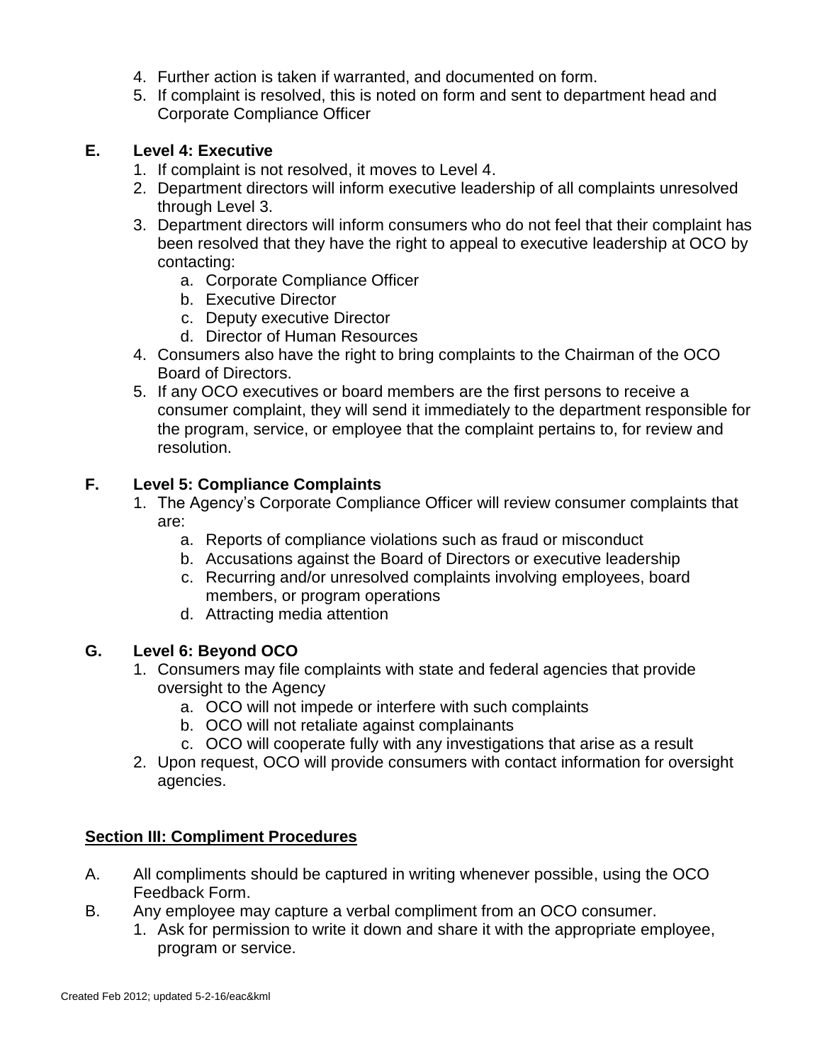4. Further action is taken if warranted, and documented on form.
5. If complaint is resolved, this is noted on form and sent to department head and Corporate Compliance Officer

**E. Level 4: Executive**

1. If complaint is not resolved, it moves to Level 4.
2. Department directors will inform executive leadership of all complaints unresolved through Level 3.
3. Department directors will inform consumers who do not feel that their complaint has been resolved that they have the right to appeal to executive leadership at OCO by contacting:
   a. Corporate Compliance Officer
   b. Executive Director
   c. Deputy executive Director
   d. Director of Human Resources
4. Consumers also have the right to bring complaints to the Chairman of the OCO Board of Directors.
5. If any OCO executives or board members are the first persons to receive a consumer complaint, they will send it immediately to the department responsible for the program, service, or employee that the complaint pertains to, for review and resolution.

**F. Level 5: Compliance Complaints**

1. The Agency's Corporate Compliance Officer will review consumer complaints that are:
   a. Reports of compliance violations such as fraud or misconduct
   b. Accusations against the Board of Directors or executive leadership
   c. Recurring and/or unresolved complaints involving employees, board members, or program operations
   d. Attracting media attention

**G. Level 6: Beyond OCO**

1. Consumers may file complaints with state and federal agencies that provide oversight to the Agency
   a. OCO will not impede or interfere with such complaints
   b. OCO will not retaliate against complainants
   c. OCO will cooperate fully with any investigations that arise as a result
2. Upon request, OCO will provide consumers with contact information for oversight agencies.

## Section III: Compliment Procedures

A. All compliments should be captured in writing whenever possible, using the OCO Feedback Form.

B. Any employee may capture a verbal compliment from an OCO consumer.

1. Ask for permission to write it down and share it with the appropriate employee, program or service.

Created Feb 2012; updated 5-2-16/eac&kml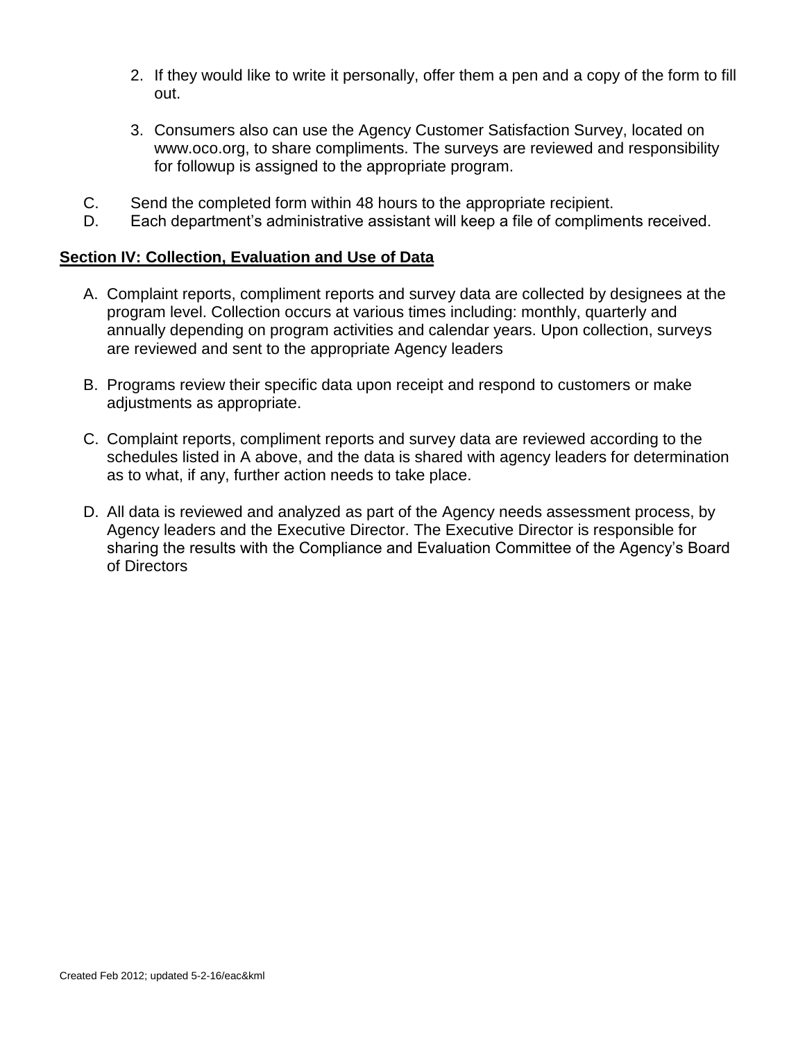2. If they would like to write it personally, offer them a pen and a copy of the form to fill out.

3. Consumers also can use the Agency Customer Satisfaction Survey, located on www.oco.org, to share compliments. The surveys are reviewed and responsibility for followup is assigned to the appropriate program.

C. Send the completed form within 48 hours to the appropriate recipient.

D. Each department's administrative assistant will keep a file of compliments received.

**Section IV: Collection, Evaluation and Use of Data**

A. Complaint reports, compliment reports and survey data are collected by designees at the program level. Collection occurs at various times including: monthly, quarterly and annually depending on program activities and calendar years. Upon collection, surveys are reviewed and sent to the appropriate Agency leaders

B. Programs review their specific data upon receipt and respond to customers or make adjustments as appropriate.

C. Complaint reports, compliment reports and survey data are reviewed according to the schedules listed in A above, and the data is shared with agency leaders for determination as to what, if any, further action needs to take place.

D. All data is reviewed and analyzed as part of the Agency needs assessment process, by Agency leaders and the Executive Director. The Executive Director is responsible for sharing the results with the Compliance and Evaluation Committee of the Agency's Board of Directors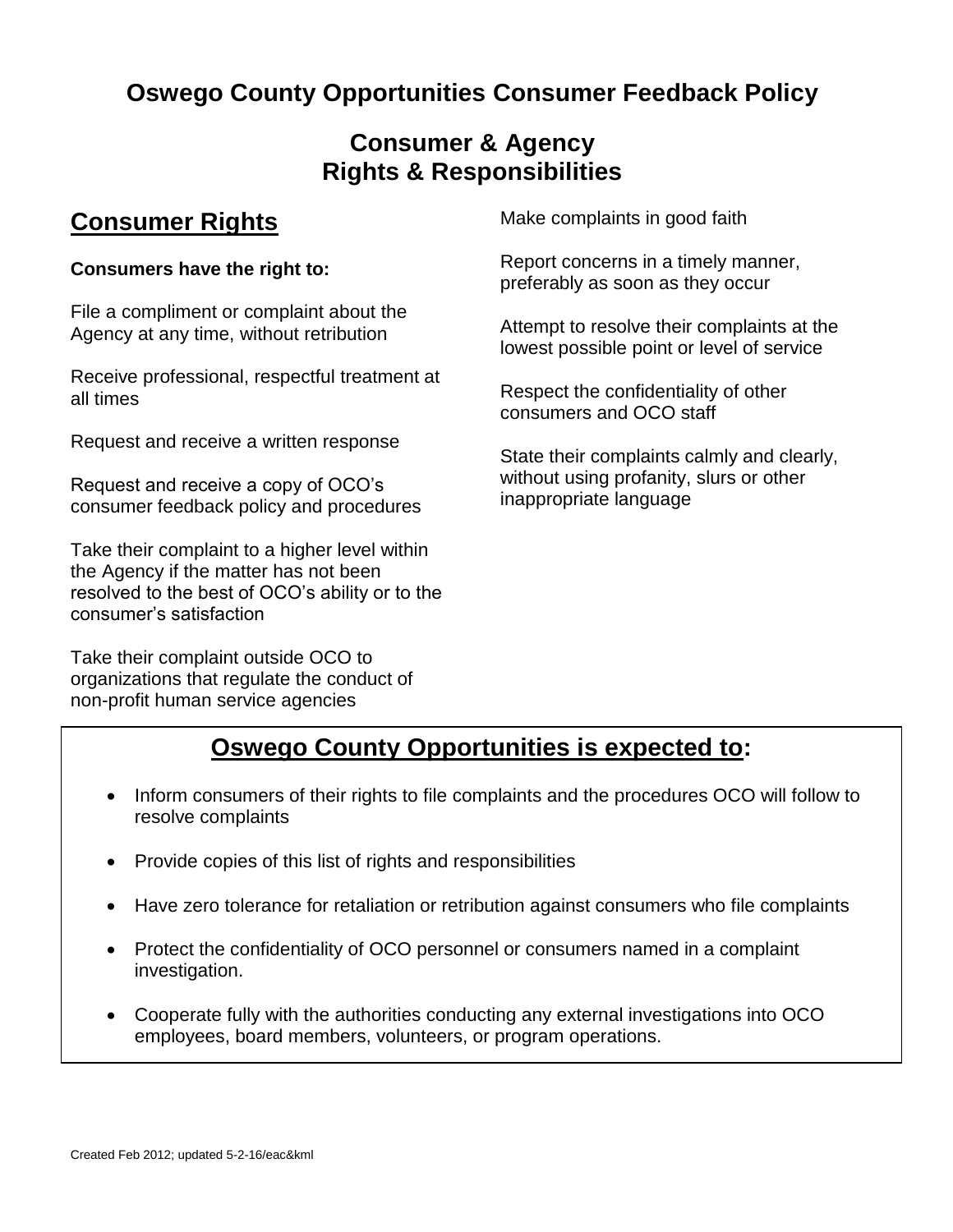# Oswego County Opportunities Consumer Feedback Policy

## Consumer & Agency Rights & Responsibilities

## Consumer Rights

**Consumers have the right to:**

File a compliment or complaint about the Agency at any time, without retribution

Receive professional, respectful treatment at all times

Request and receive a written response

Request and receive a copy of OCO's consumer feedback policy and procedures

Take their complaint to a higher level within the Agency if the matter has not been resolved to the best of OCO's ability or to the consumer's satisfaction

Take their complaint outside OCO to organizations that regulate the conduct of non-profit human service agencies

Make complaints in good faith

Report concerns in a timely manner, preferably as soon as they occur

Attempt to resolve their complaints at the lowest possible point or level of service

Respect the confidentiality of other consumers and OCO staff

State their complaints calmly and clearly, without using profanity, slurs or other inappropriate language

## Oswego County Opportunities is expected to:

- Inform consumers of their rights to file complaints and the procedures OCO will follow to resolve complaints
- Provide copies of this list of rights and responsibilities
- Have zero tolerance for retaliation or retribution against consumers who file complaints
- Protect the confidentiality of OCO personnel or consumers named in a complaint investigation.
- Cooperate fully with the authorities conducting any external investigations into OCO employees, board members, volunteers, or program operations.

Created Feb 2012; updated 5-2-16/eac&kml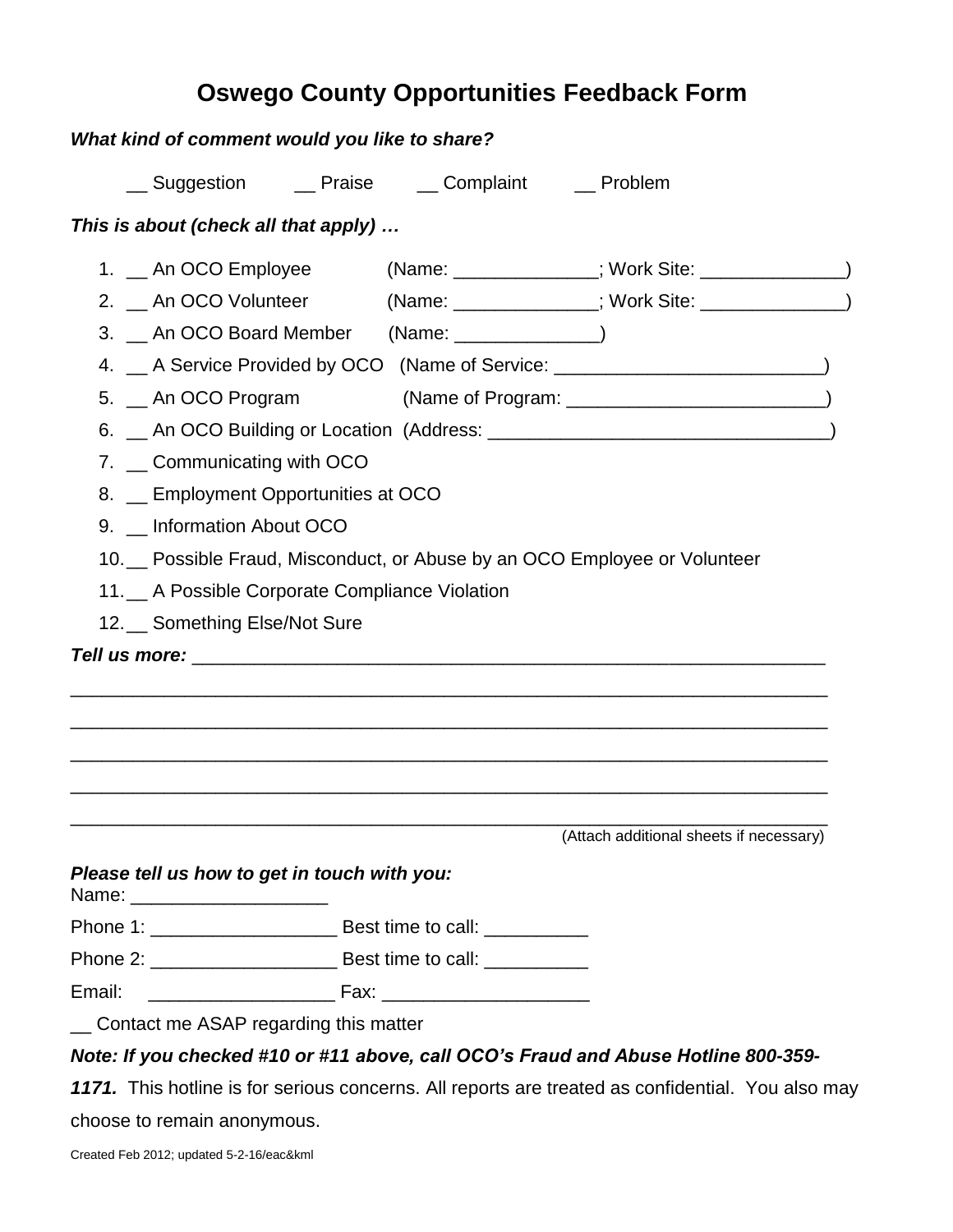# Oswego County Opportunities Feedback Form

***What kind of comment would you like to share?***

__ Suggestion  __ Praise  __ Complaint  __ Problem

***This is about (check all that apply) …***

1. __ An OCO Employee (Name: ______________; Work Site: ______________)
2. __ An OCO Volunteer (Name: ______________; Work Site: ______________)
3. __ An OCO Board Member (Name: ______________)
4. __ A Service Provided by OCO (Name of Service: __________________________)
5. __ An OCO Program (Name of Program: _________________________)
6. __ An OCO Building or Location (Address: _________________________________)
7. __ Communicating with OCO
8. __ Employment Opportunities at OCO
9. __ Information About OCO
10. __ Possible Fraud, Misconduct, or Abuse by an OCO Employee or Volunteer
11. __ A Possible Corporate Compliance Violation
12. __ Something Else/Not Sure

***Tell us more:*** ______________________________________________________________

__________________________________________________________________________

__________________________________________________________________________

__________________________________________________________________________

__________________________________________________________________________

__________________________________________________________________________

(Attach additional sheets if necessary)

***Please tell us how to get in touch with you:***

Name: ___________________

Phone 1: __________________ Best time to call: __________

Phone 2: __________________ Best time to call: __________

Email: __________________ Fax: ____________________

__ Contact me ASAP regarding this matter

***Note: If you checked #10 or #11 above, call OCO's Fraud and Abuse Hotline 800-359-1171.*** This hotline is for serious concerns. All reports are treated as confidential. You also may choose to remain anonymous.

Created Feb 2012; updated 5-2-16/eac&kml